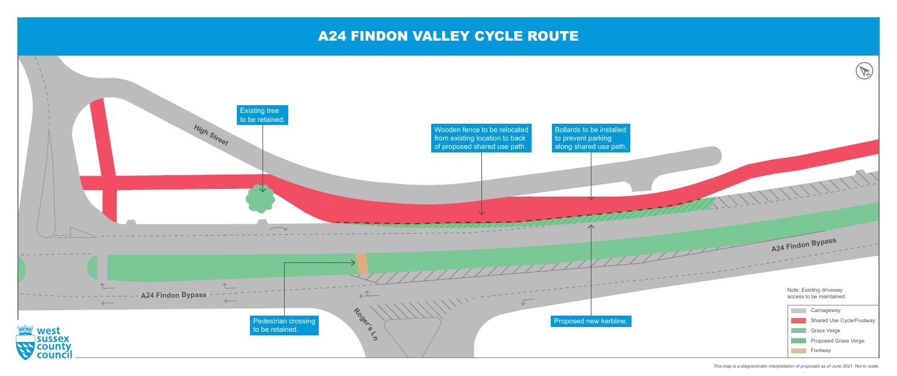# A24 FINDON VALLEY CYCLE ROUTE

Existing tree to be retained.

Wooden fence to be relocated from existing location to back of proposed shared use path.

Bollards to be installed to prevent parking along shared use path.

High Street

A24 Findon Bypass

A24 Findon Bypass

Roger's Ln

Pedestrian crossing to be retained.

Proposed new kerbline.

Note: Existing driveway access to be maintained.

- Carriageway
- Shared Use Cycle/Footway
- Grass Verge
- Proposed Grass Verge
- Footway

west sussex county council

*This map is a diagrammatic interpretation of proposals as of June 2021. Not to scale.*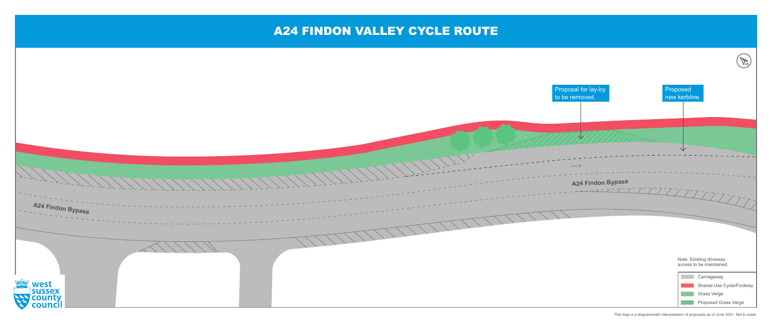# A24 FINDON VALLEY CYCLE ROUTE

Proposal for lay-by to be removed.

Proposed new kerbline.

A24 Findon Bypass

A24 Findon Bypass

Note: Existing driveway access to be maintained.

- Carriageway
- Shared Use Cycle/Footway
- Grass Verge
- Proposed Grass Verge

west sussex county council

*This map is a diagrammatic interpretation of proposals as of June 2021. Not to scale.*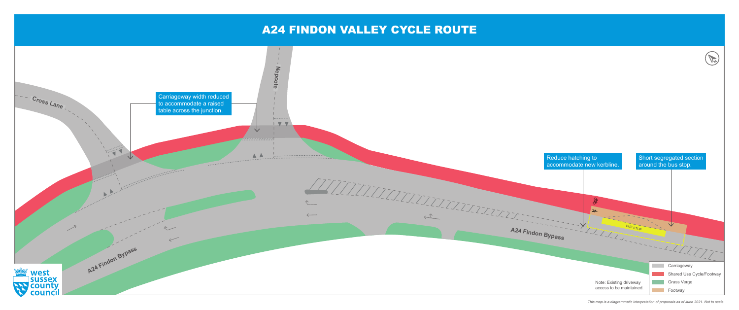# A24 FINDON VALLEY CYCLE ROUTE

Carriageway width reduced to accommodate a raised table across the junction.

Reduce hatching to accommodate new kerbline.

Short segregated section around the bus stop.

Cross Lane

Nepcote

A24 Findon Bypass

A24 Findon Bypass

BUS STOP

| Key |
| --- |
| Carriageway |
| Shared Use Cycle/Footway |
| Grass Verge |
| Footway |

Note: Existing driveway access to be maintained.

*This map is a diagrammatic interpretation of proposals as of June 2021. Not to scale.*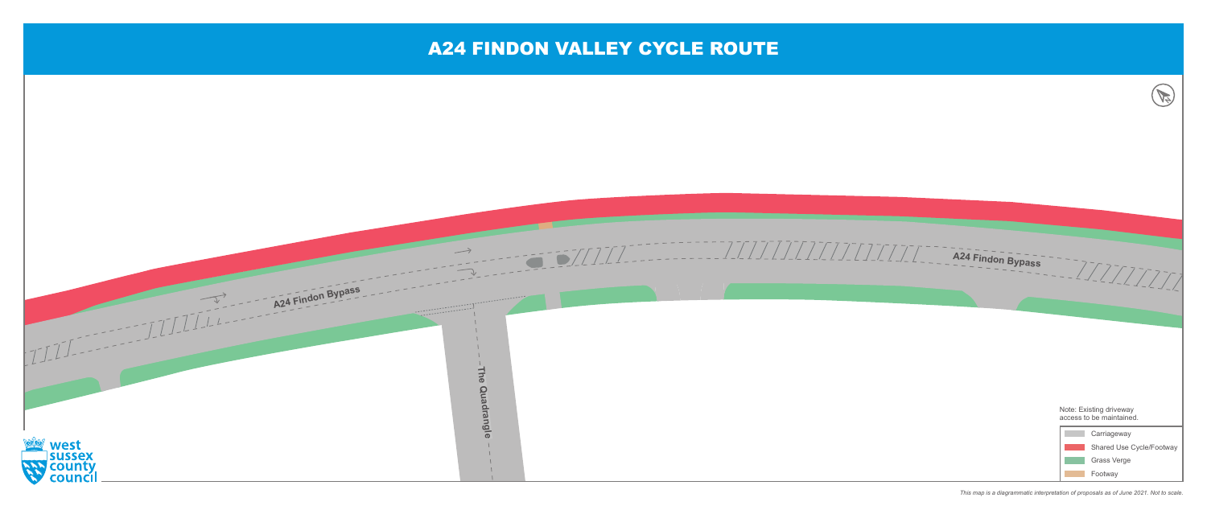# A24 FINDON VALLEY CYCLE ROUTE

A24 Findon Bypass

The Quadrangle

A24 Findon Bypass

Note: Existing driveway access to be maintained.

- Carriageway
- Shared Use Cycle/Footway
- Grass Verge
- Footway

west sussex county council

*This map is a diagrammatic interpretation of proposals as of June 2021. Not to scale.*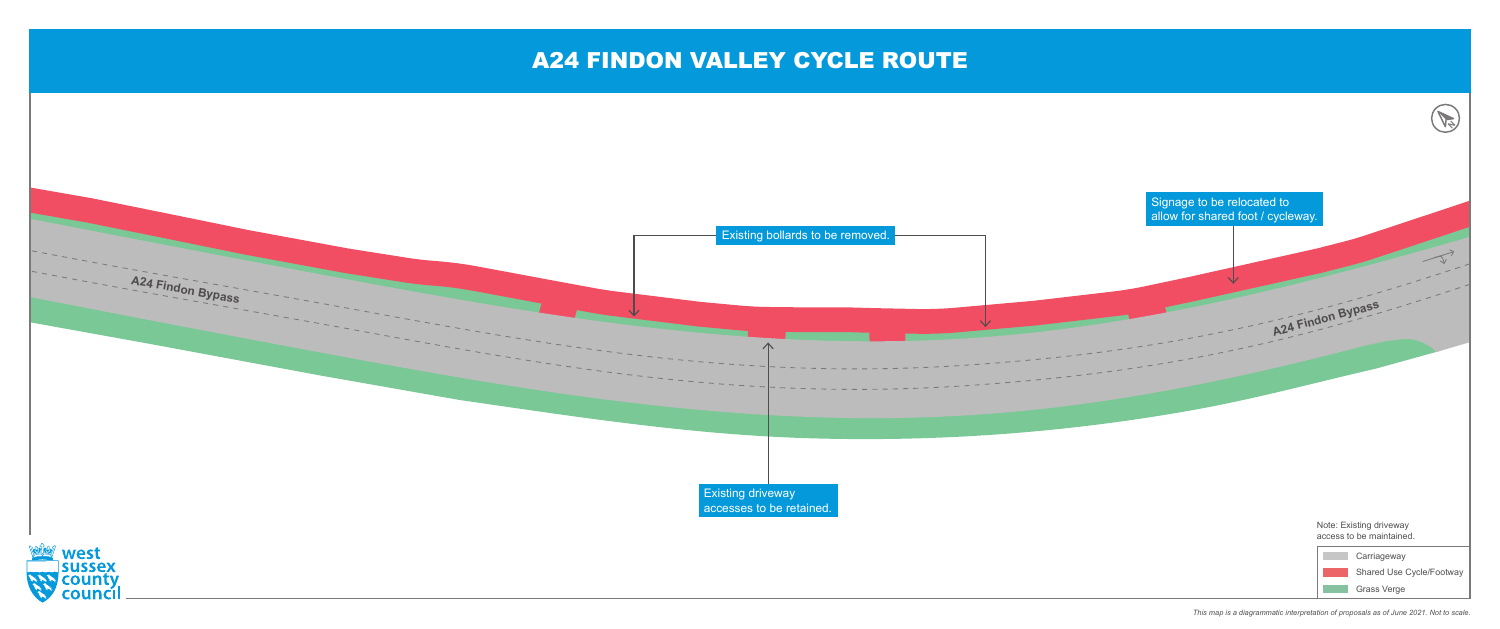# A24 FINDON VALLEY CYCLE ROUTE

A24 Findon Bypass

Existing bollards to be removed.

Signage to be relocated to allow for shared foot / cycleway.

A24 Findon Bypass

Existing driveway accesses to be retained.

Note: Existing driveway access to be maintained.

- Carriageway
- Shared Use Cycle/Footway
- Grass Verge

west sussex county council

*This map is a diagrammatic interpretation of proposals as of June 2021. Not to scale.*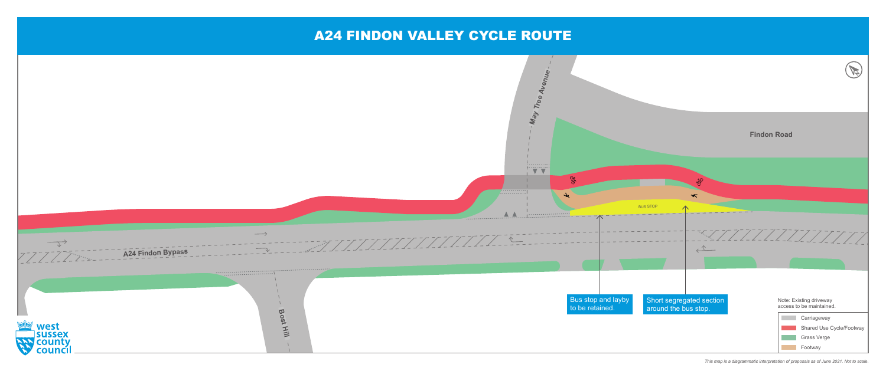# A24 FINDON VALLEY CYCLE ROUTE

May Tree Avenue

Findon Road

BUS STOP

A24 Findon Bypass

Bost Hill

Bus stop and layby to be retained.

Short segregated section around the bus stop.

Note: Existing driveway access to be maintained.

- Carriageway
- Shared Use Cycle/Footway
- Grass Verge
- Footway

west sussex county council

*This map is a diagrammatic interpretation of proposals as of June 2021. Not to scale.*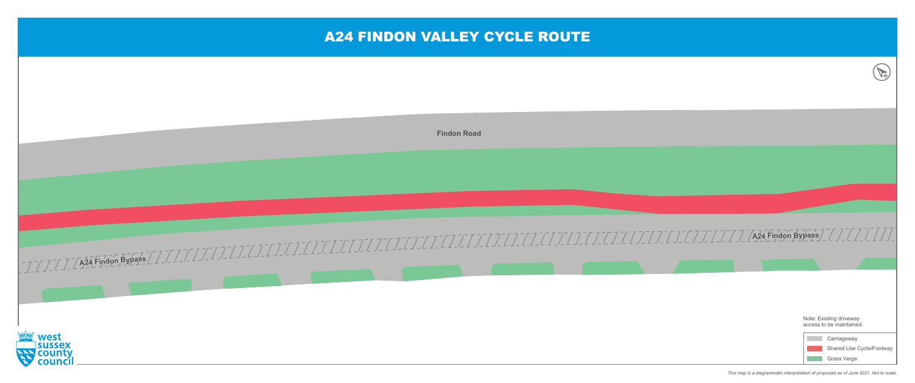# A24 FINDON VALLEY CYCLE ROUTE

Findon Road

A24 Findon Bypass

A24 Findon Bypass

Note: Existing driveway access to be maintained.

- Carriageway
- Shared Use Cycle/Footway
- Grass Verge

west sussex county council

*This map is a diagrammatic interpretation of proposals as of June 2021. Not to scale.*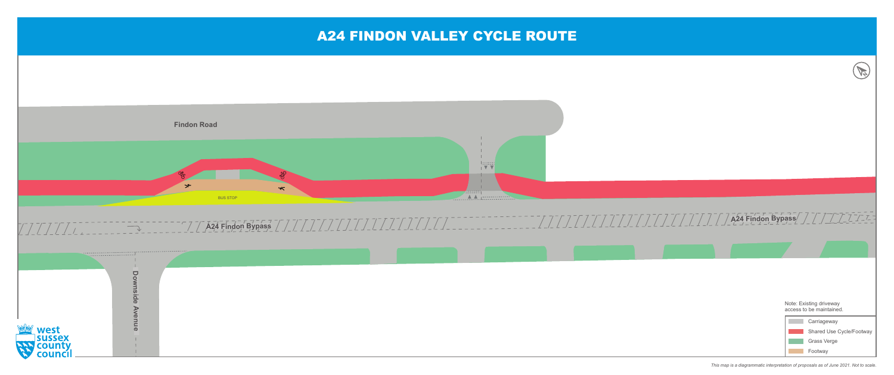# A24 FINDON VALLEY CYCLE ROUTE

Findon Road

BUS STOP

A24 Findon Bypass

A24 Findon Bypass

Downside Avenue

Note: Existing driveway access to be maintained.

- Carriageway
- Shared Use Cycle/Footway
- Grass Verge
- Footway

*This map is a diagrammatic interpretation of proposals as of June 2021. Not to scale.*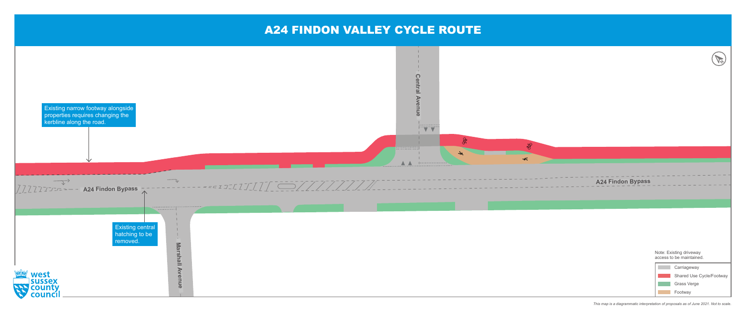# A24 FINDON VALLEY CYCLE ROUTE

Existing narrow footway alongside properties requires changing the kerbline along the road.

Existing central hatching to be removed.

Central Avenue

A24 Findon Bypass

Marshall Avenue

Note: Existing driveway access to be maintained.

- Carriageway
- Shared Use Cycle/Footway
- Grass Verge
- Footway

west sussex county council

*This map is a diagrammatic interpretation of proposals as of June 2021. Not to scale.*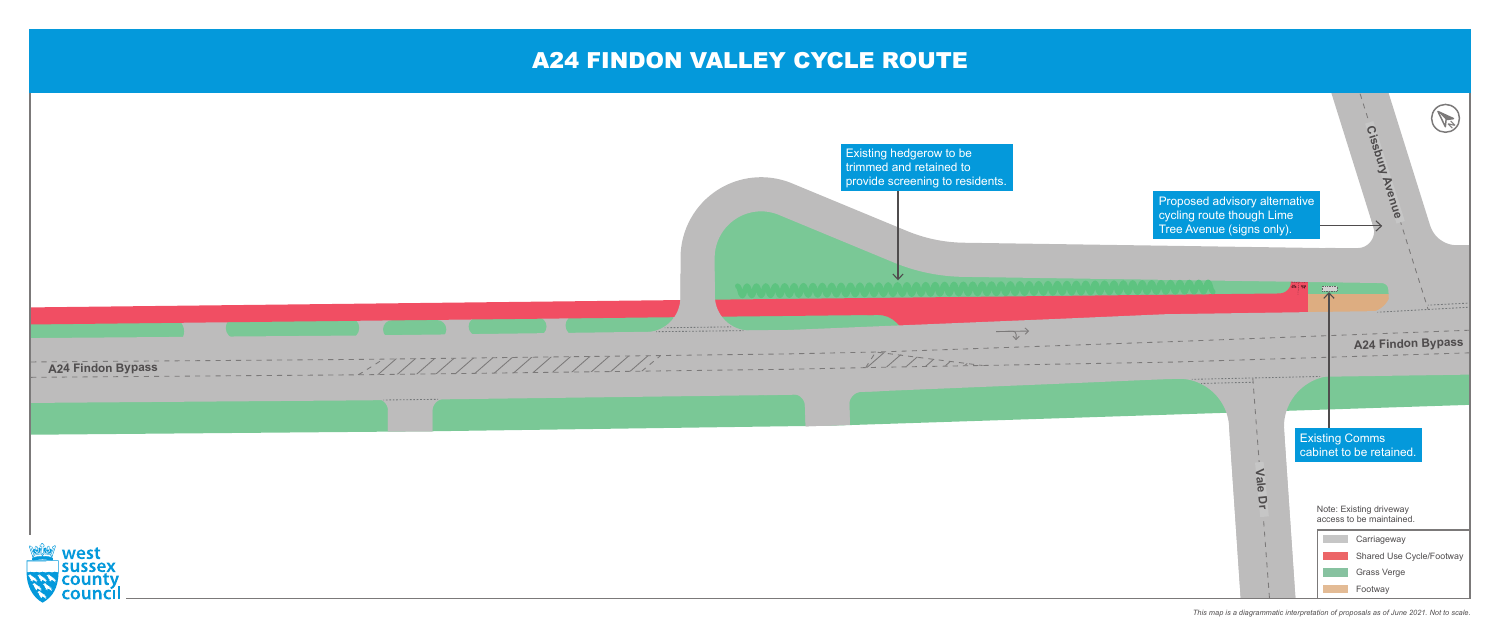# A24 FINDON VALLEY CYCLE ROUTE

Existing hedgerow to be trimmed and retained to provide screening to residents.

Proposed advisory alternative cycling route though Lime Tree Avenue (signs only).

Cissbury Avenue

A24 Findon Bypass

A24 Findon Bypass

Vale Dr

Existing Comms cabinet to be retained.

Note: Existing driveway access to be maintained.

- Carriageway
- Shared Use Cycle/Footway
- Grass Verge
- Footway

west sussex county council

*This map is a diagrammatic interpretation of proposals as of June 2021. Not to scale.*